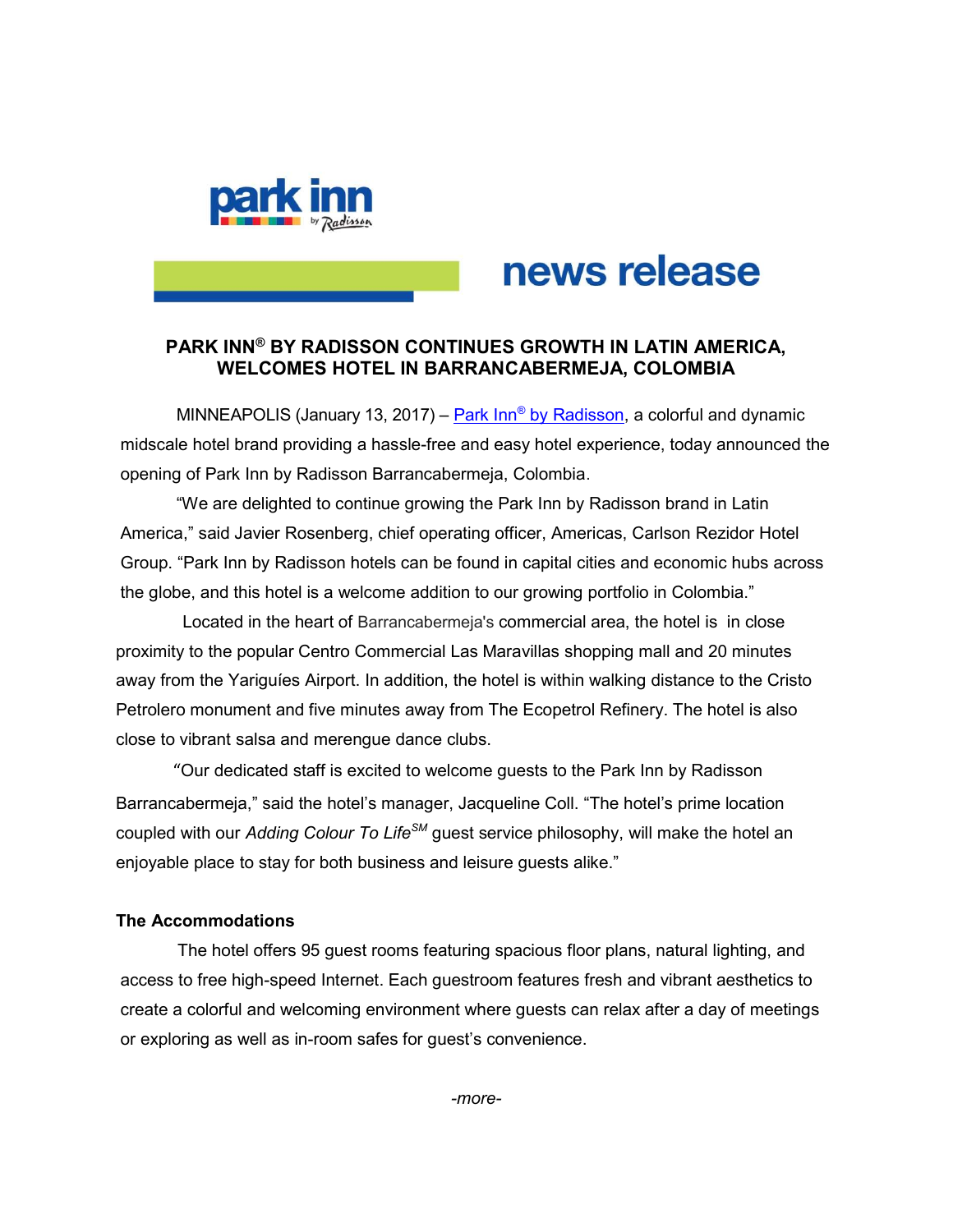park inn by Radisson

news release

# PARK INN® BY RADISSON CONTINUES GROWTH IN LATIN AMERICA, WELCOMES HOTEL IN BARRANCABERMEJA, COLOMBIA

MINNEAPOLIS (January 13, 2017) – Park Inn® by Radisson, a colorful and dynamic midscale hotel brand providing a hassle-free and easy hotel experience, today announced the opening of Park Inn by Radisson Barrancabermeja, Colombia.

"We are delighted to continue growing the Park Inn by Radisson brand in Latin America," said Javier Rosenberg, chief operating officer, Americas, Carlson Rezidor Hotel Group. "Park Inn by Radisson hotels can be found in capital cities and economic hubs across the globe, and this hotel is a welcome addition to our growing portfolio in Colombia."

Located in the heart of Barrancabermeja's commercial area, the hotel is in close proximity to the popular Centro Commercial Las Maravillas shopping mall and 20 minutes away from the Yariguíes Airport. In addition, the hotel is within walking distance to the Cristo Petrolero monument and five minutes away from The Ecopetrol Refinery. The hotel is also close to vibrant salsa and merengue dance clubs.

"Our dedicated staff is excited to welcome guests to the Park Inn by Radisson Barrancabermeja," said the hotel's manager, Jacqueline Coll. "The hotel's prime location coupled with our *Adding Colour To Life*℠ guest service philosophy, will make the hotel an enjoyable place to stay for both business and leisure guests alike."

**The Accommodations**

The hotel offers 95 guest rooms featuring spacious floor plans, natural lighting, and access to free high-speed Internet. Each guestroom features fresh and vibrant aesthetics to create a colorful and welcoming environment where guests can relax after a day of meetings or exploring as well as in-room safes for guest's convenience.

*-more-*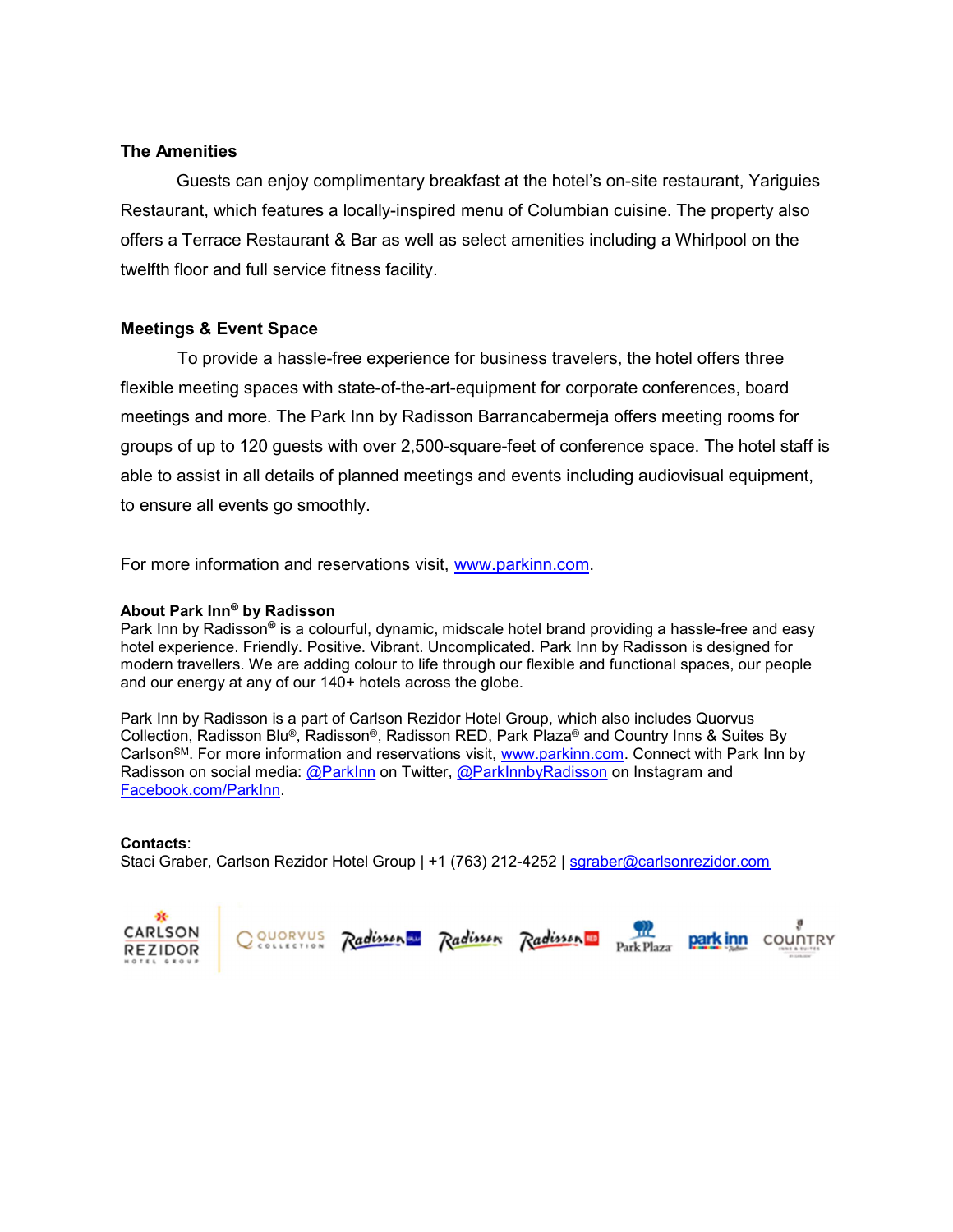**The Amenities**

Guests can enjoy complimentary breakfast at the hotel's on-site restaurant, Yariguies Restaurant, which features a locally-inspired menu of Columbian cuisine. The property also offers a Terrace Restaurant & Bar as well as select amenities including a Whirlpool on the twelfth floor and full service fitness facility.

**Meetings & Event Space**

To provide a hassle-free experience for business travelers, the hotel offers three flexible meeting spaces with state-of-the-art-equipment for corporate conferences, board meetings and more. The Park Inn by Radisson Barrancabermeja offers meeting rooms for groups of up to 120 guests with over 2,500-square-feet of conference space. The hotel staff is able to assist in all details of planned meetings and events including audiovisual equipment, to ensure all events go smoothly.

For more information and reservations visit, www.parkinn.com.

**About Park Inn® by Radisson**

Park Inn by Radisson® is a colourful, dynamic, midscale hotel brand providing a hassle-free and easy hotel experience. Friendly. Positive. Vibrant. Uncomplicated. Park Inn by Radisson is designed for modern travellers. We are adding colour to life through our flexible and functional spaces, our people and our energy at any of our 140+ hotels across the globe.

Park Inn by Radisson is a part of Carlson Rezidor Hotel Group, which also includes Quorvus Collection, Radisson Blu®, Radisson®, Radisson RED, Park Plaza® and Country Inns & Suites By Carlson℠. For more information and reservations visit, www.parkinn.com. Connect with Park Inn by Radisson on social media: @ParkInn on Twitter, @ParkInnbyRadisson on Instagram and Facebook.com/ParkInn.

**Contacts**:

Staci Graber, Carlson Rezidor Hotel Group | +1 (763) 212-4252 | sgraber@carlsonrezidor.com